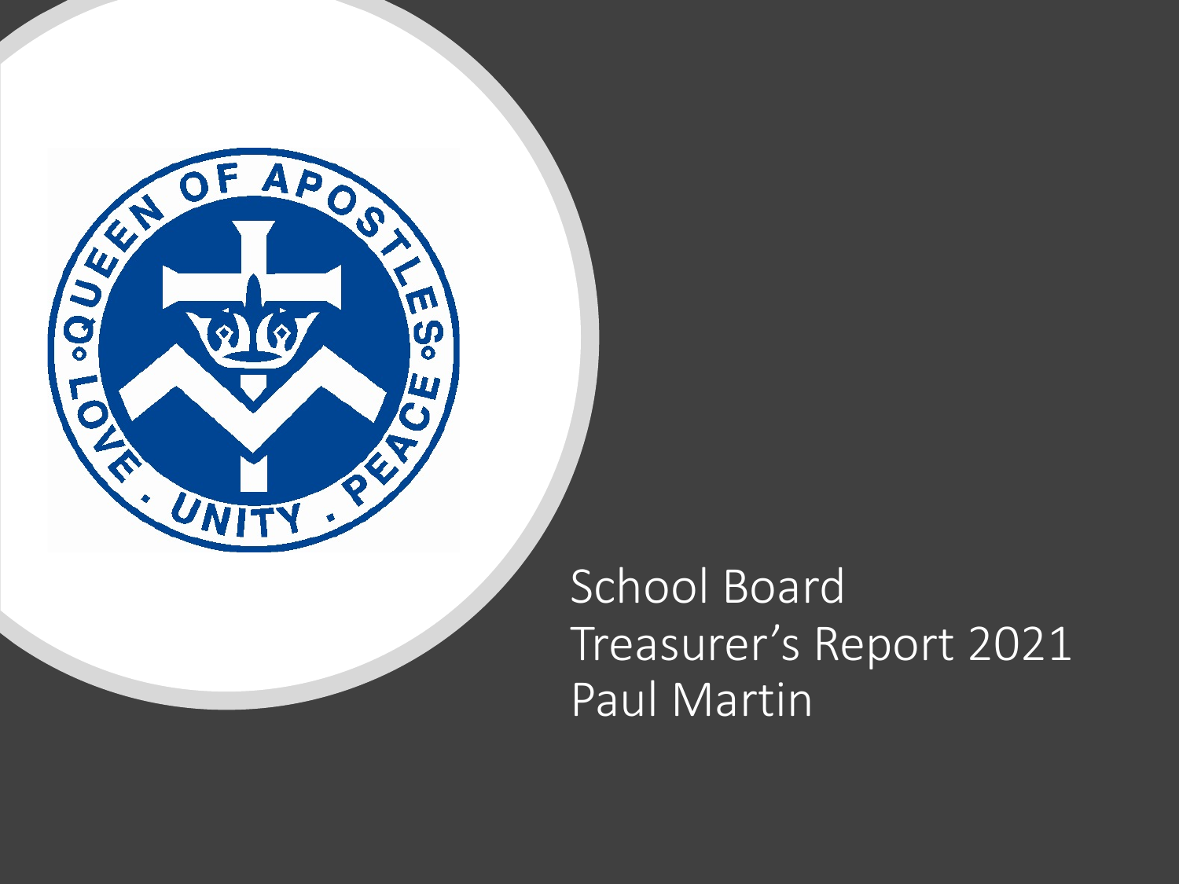# School Board
# Treasurer's Report 2021
# Paul Martin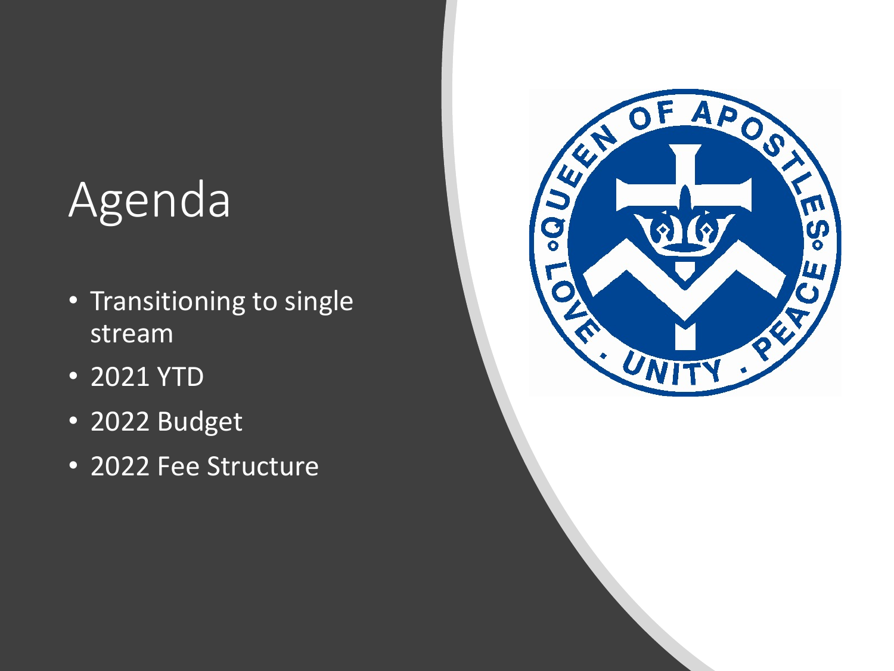# Agenda

- Transitioning to single stream
- 2021 YTD
- 2022 Budget
- 2022 Fee Structure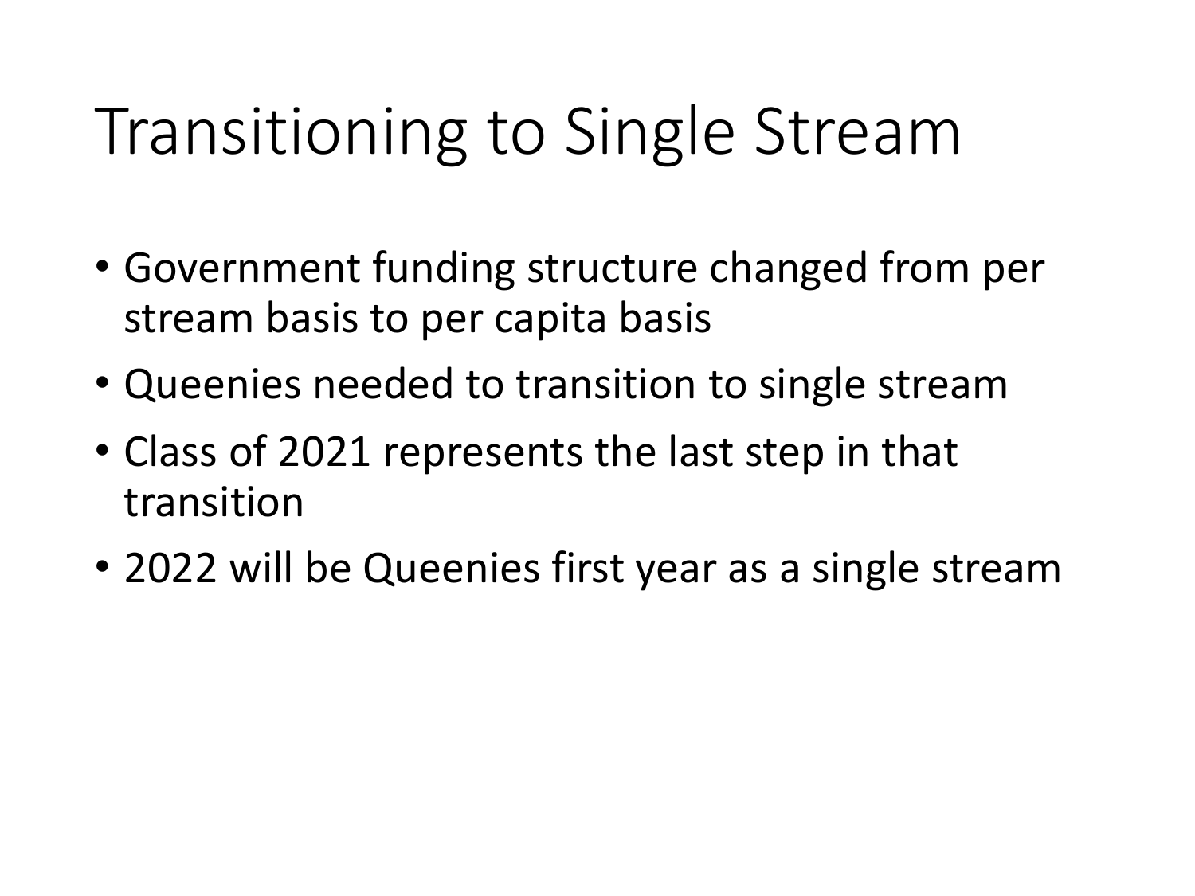# Transitioning to Single Stream

- Government funding structure changed from per stream basis to per capita basis
- Queenies needed to transition to single stream
- Class of 2021 represents the last step in that transition
- 2022 will be Queenies first year as a single stream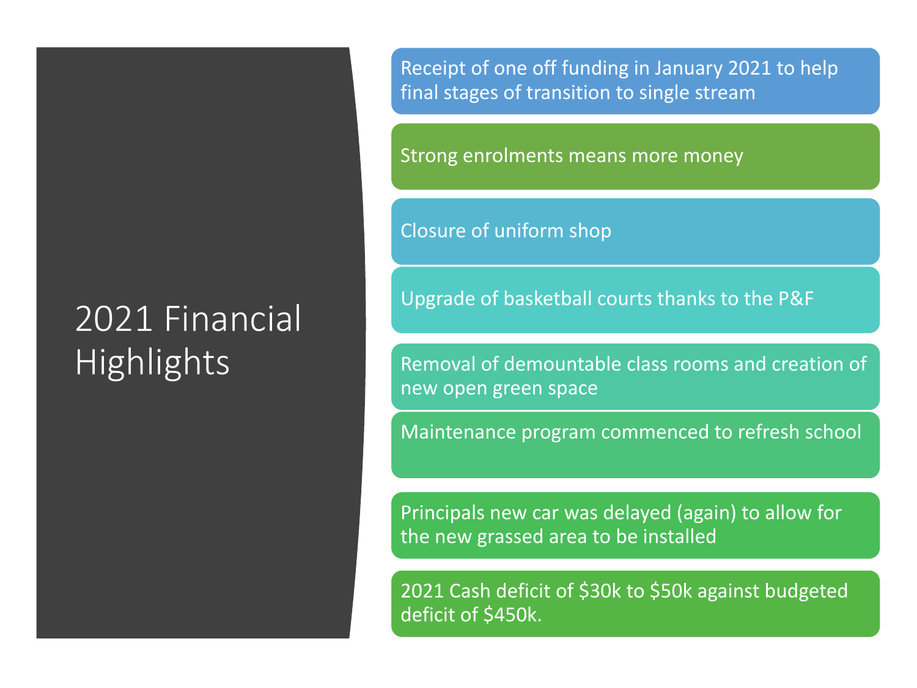# 2021 Financial Highlights

- Receipt of one off funding in January 2021 to help final stages of transition to single stream
- Strong enrolments means more money
- Closure of uniform shop
- Upgrade of basketball courts thanks to the P&F
- Removal of demountable class rooms and creation of new open green space
- Maintenance program commenced to refresh school
- Principals new car was delayed (again) to allow for the new grassed area to be installed
- 2021 Cash deficit of $30k to $50k against budgeted deficit of $450k.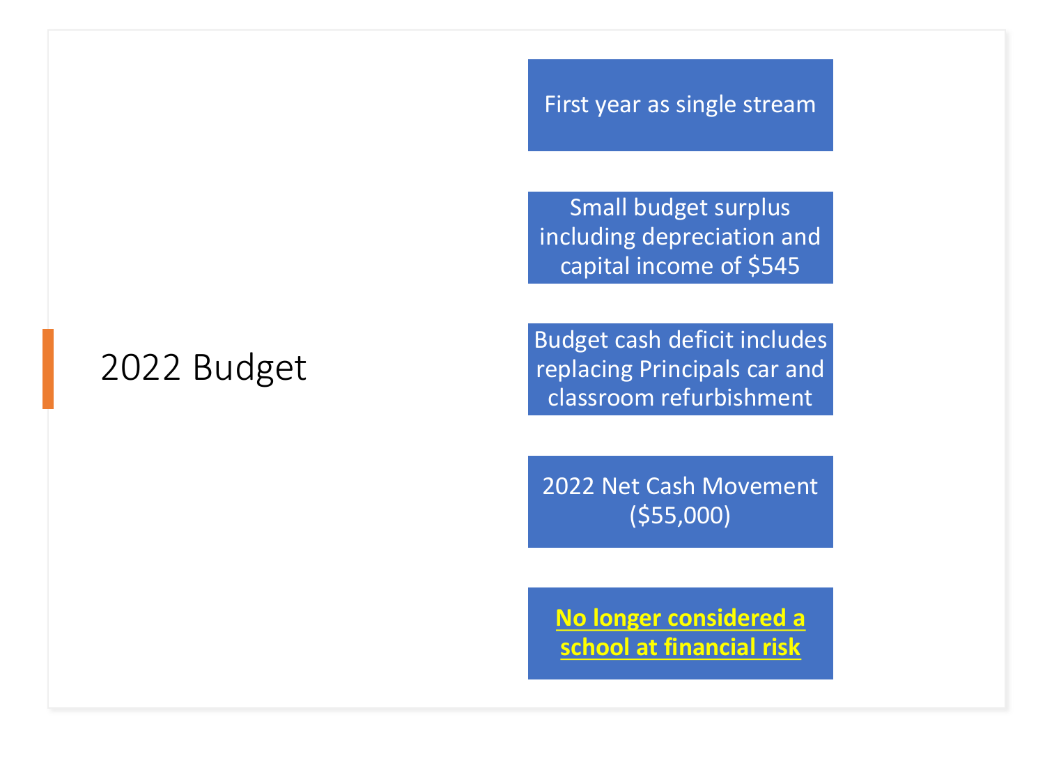# 2022 Budget

- First year as single stream
- Small budget surplus including depreciation and capital income of $545
- Budget cash deficit includes replacing Principals car and classroom refurbishment
- 2022 Net Cash Movement ($55,000)
- **No longer considered a school at financial risk**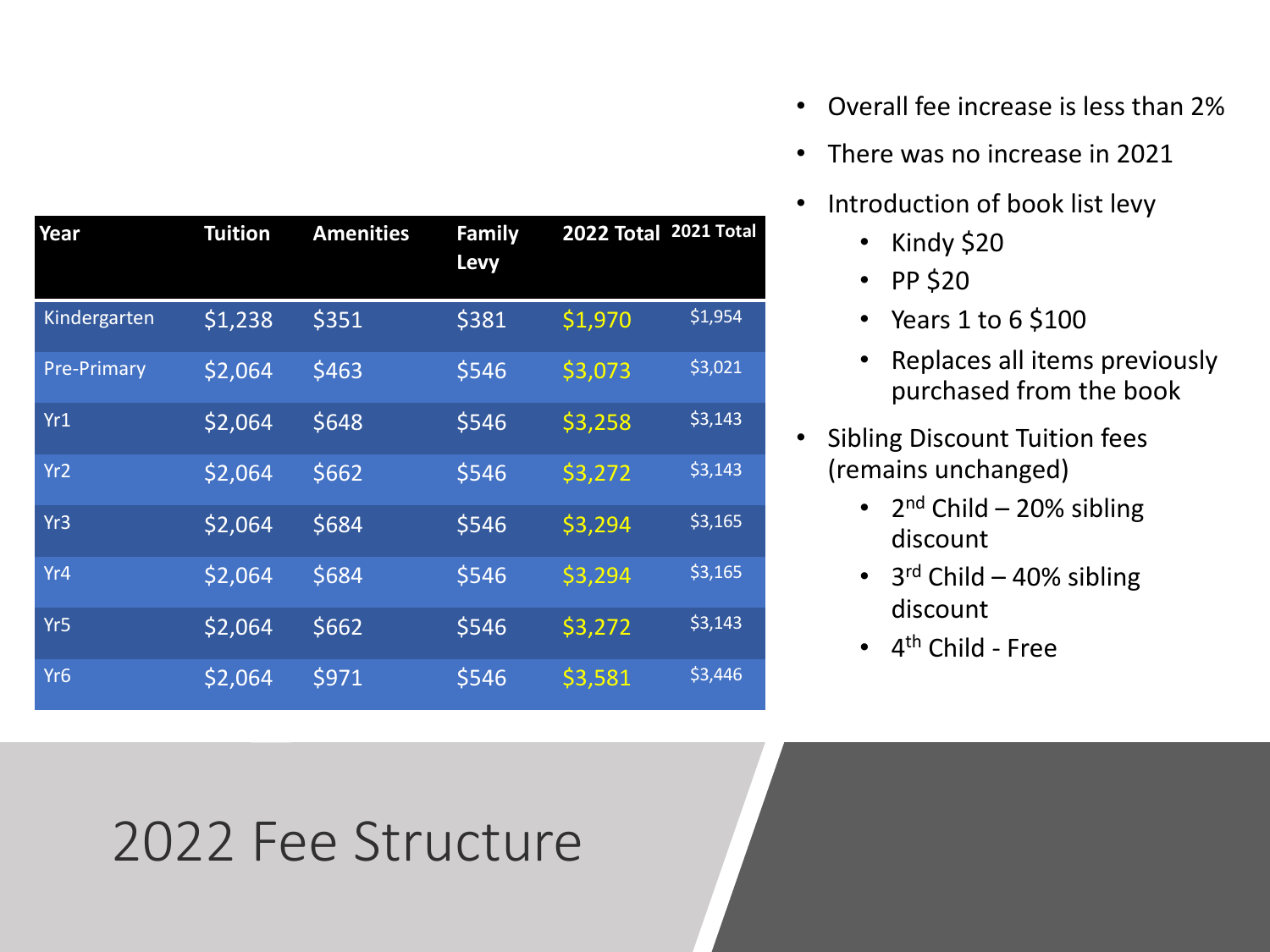# 2022 Fee Structure

| Year | Tuition | Amenities | Family Levy | 2022 Total | 2021 Total |
|---|---|---|---|---|---|
| Kindergarten | $1,238 | $351 | $381 | $1,970 | $1,954 |
| Pre-Primary | $2,064 | $463 | $546 | $3,073 | $3,021 |
| Yr1 | $2,064 | $648 | $546 | $3,258 | $3,143 |
| Yr2 | $2,064 | $662 | $546 | $3,272 | $3,143 |
| Yr3 | $2,064 | $684 | $546 | $3,294 | $3,165 |
| Yr4 | $2,064 | $684 | $546 | $3,294 | $3,165 |
| Yr5 | $2,064 | $662 | $546 | $3,272 | $3,143 |
| Yr6 | $2,064 | $971 | $546 | $3,581 | $3,446 |

- Overall fee increase is less than 2%
- There was no increase in 2021
- Introduction of book list levy
  - Kindy $20
  - PP $20
  - Years 1 to 6 $100
  - Replaces all items previously purchased from the book
- Sibling Discount Tuition fees (remains unchanged)
  - 2nd Child – 20% sibling discount
  - 3rd Child – 40% sibling discount
  - 4th Child - Free